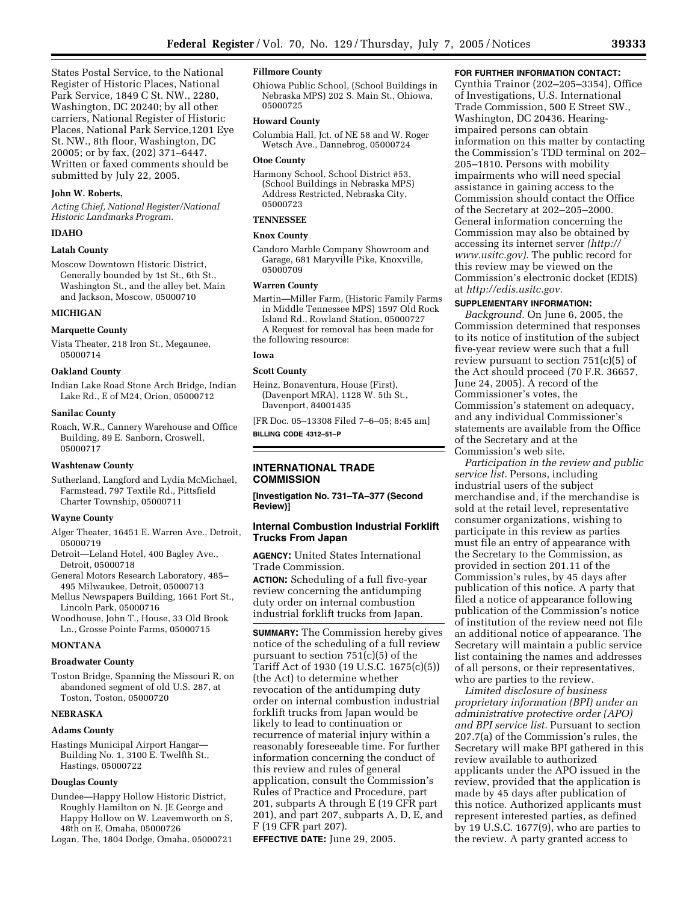States Postal Service, to the National Register of Historic Places, National Park Service, 1849 C St. NW., 2280, Washington, DC 20240; by all other carriers, National Register of Historic Places, National Park Service,1201 Eye St. NW., 8th floor, Washington, DC 20005; or by fax, (202) 371–6447. Written or faxed comments should be submitted by July 22, 2005.

**John W. Roberts,**

*Acting Chief, National Register/National Historic Landmarks Program.*

## IDAHO

### Latah County

Moscow Downtown Historic District, Generally bounded by 1st St., 6th St., Washington St., and the alley bet. Main and Jackson, Moscow, 05000710

## MICHIGAN

### Marquette County

Vista Theater, 218 Iron St., Megaunee, 05000714

### Oakland County

Indian Lake Road Stone Arch Bridge, Indian Lake Rd., E of M24, Orion, 05000712

### Sanilac County

Roach, W.R., Cannery Warehouse and Office Building, 89 E. Sanborn, Croswell, 05000717

### Washtenaw County

Sutherland, Langford and Lydia McMichael, Farmstead, 797 Textile Rd., Pittsfield Charter Township, 05000711

### Wayne County

Alger Theater, 16451 E. Warren Ave., Detroit, 05000719

Detroit—Leland Hotel, 400 Bagley Ave., Detroit, 05000718

General Motors Research Laboratory, 485–495 Milwaukee, Detroit, 05000713

Mellus Newspapers Building, 1661 Fort St., Lincoln Park, 05000716

Woodhouse, John T., House, 33 Old Brook Ln., Grosse Pointe Farms, 05000715

## MONTANA

### Broadwater County

Toston Bridge, Spanning the Missouri R, on abandoned segment of old U.S. 287, at Toston, Toston, 05000720

## NEBRASKA

### Adams County

Hastings Municipal Airport Hangar—Building No. 1, 3100 E. Twelfth St., Hastings, 05000722

### Douglas County

Dundee—Happy Hollow Historic District, Roughly Hamilton on N. JE George and Happy Hollow on W. Leavemworth on S, 48th on E, Omaha, 05000726

Logan, The, 1804 Dodge, Omaha, 05000721

### Fillmore County

Ohiowa Public School, (School Buildings in Nebraska MPS) 202 S. Main St., Ohiowa, 05000725

### Howard County

Columbia Hall, Jct. of NE 58 and W. Roger Wetsch Ave., Dannebrog, 05000724

### Otoe County

Harmony School, School District #53, (School Buildings in Nebraska MPS) Address Restricted, Nebraska City, 05000723

## TENNESSEE

### Knox County

Candoro Marble Company Showroom and Garage, 681 Maryville Pike, Knoxville, 05000709

### Warren County

Martin—Miller Farm, (Historic Family Farms in Middle Tennessee MPS) 1597 Old Rock Island Rd., Rowland Station, 05000727

A Request for removal has been made for the following resource:

## Iowa

### Scott County

Heinz, Bonaventura, House (First), (Davenport MRA), 1128 W. 5th St., Davenport, 84001435

[FR Doc. 05–13308 Filed 7–6–05; 8:45 am]

**BILLING CODE 4312–51–P**

---

# INTERNATIONAL TRADE COMMISSION

**[Investigation No. 731–TA–377 (Second Review)]**

## Internal Combustion Industrial Forklift Trucks From Japan

**AGENCY:** United States International Trade Commission.

**ACTION:** Scheduling of a full five-year review concerning the antidumping duty order on internal combustion industrial forklift trucks from Japan.

**SUMMARY:** The Commission hereby gives notice of the scheduling of a full review pursuant to section 751(c)(5) of the Tariff Act of 1930 (19 U.S.C. 1675(c)(5)) (the Act) to determine whether revocation of the antidumping duty order on internal combustion industrial forklift trucks from Japan would be likely to lead to continuation or recurrence of material injury within a reasonably foreseeable time. For further information concerning the conduct of this review and rules of general application, consult the Commission's Rules of Practice and Procedure, part 201, subparts A through E (19 CFR part 201), and part 207, subparts A, D, E, and F (19 CFR part 207).

**EFFECTIVE DATE:** June 29, 2005.

**FOR FURTHER INFORMATION CONTACT:** Cynthia Trainor (202–205–3354), Office of Investigations, U.S. International Trade Commission, 500 E Street SW., Washington, DC 20436. Hearing-impaired persons can obtain information on this matter by contacting the Commission's TDD terminal on 202–205–1810. Persons with mobility impairments who will need special assistance in gaining access to the Commission should contact the Office of the Secretary at 202–205–2000. General information concerning the Commission may also be obtained by accessing its internet server *(http://www.usitc.gov)*. The public record for this review may be viewed on the Commission's electronic docket (EDIS) at *http://edis.usitc.gov.*

**SUPPLEMENTARY INFORMATION:**

*Background.* On June 6, 2005, the Commission determined that responses to its notice of institution of the subject five-year review were such that a full review pursuant to section 751(c)(5) of the Act should proceed (70 F.R. 36657, June 24, 2005). A record of the Commissioner's votes, the Commission's statement on adequacy, and any individual Commissioner's statements are available from the Office of the Secretary and at the Commission's web site.

*Participation in the review and public service list.* Persons, including industrial users of the subject merchandise and, if the merchandise is sold at the retail level, representative consumer organizations, wishing to participate in this review as parties must file an entry of appearance with the Secretary to the Commission, as provided in section 201.11 of the Commission's rules, by 45 days after publication of this notice. A party that filed a notice of appearance following publication of the Commission's notice of institution of the review need not file an additional notice of appearance. The Secretary will maintain a public service list containing the names and addresses of all persons, or their representatives, who are parties to the review.

*Limited disclosure of business proprietary information (BPI) under an administrative protective order (APO) and BPI service list.* Pursuant to section 207.7(a) of the Commission's rules, the Secretary will make BPI gathered in this review available to authorized applicants under the APO issued in the review, provided that the application is made by 45 days after publication of this notice. Authorized applicants must represent interested parties, as defined by 19 U.S.C. 1677(9), who are parties to the review. A party granted access to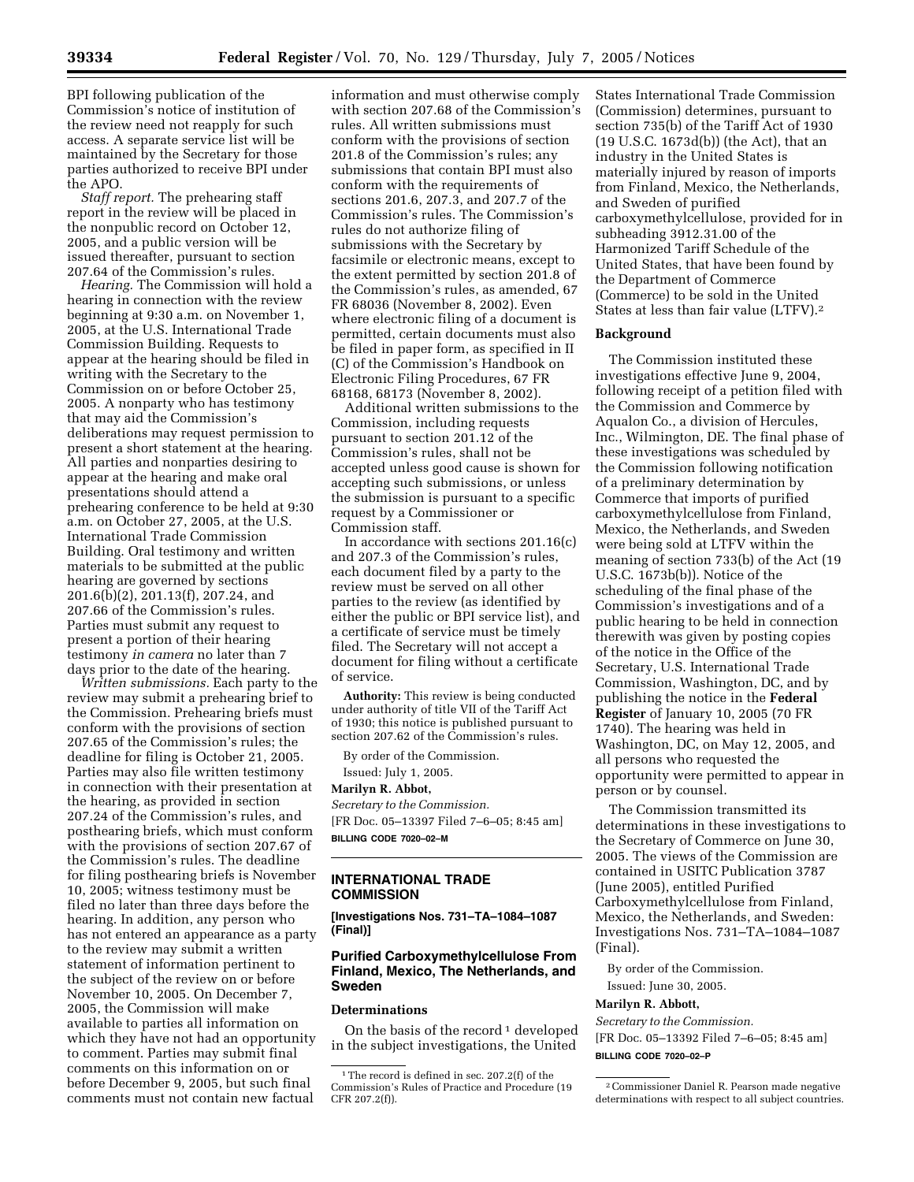BPI following publication of the Commission's notice of institution of the review need not reapply for such access. A separate service list will be maintained by the Secretary for those parties authorized to receive BPI under the APO.

*Staff report.* The prehearing staff report in the review will be placed in the nonpublic record on October 12, 2005, and a public version will be issued thereafter, pursuant to section 207.64 of the Commission's rules.

*Hearing.* The Commission will hold a hearing in connection with the review beginning at 9:30 a.m. on November 1, 2005, at the U.S. International Trade Commission Building. Requests to appear at the hearing should be filed in writing with the Secretary to the Commission on or before October 25, 2005. A nonparty who has testimony that may aid the Commission's deliberations may request permission to present a short statement at the hearing. All parties and nonparties desiring to appear at the hearing and make oral presentations should attend a prehearing conference to be held at 9:30 a.m. on October 27, 2005, at the U.S. International Trade Commission Building. Oral testimony and written materials to be submitted at the public hearing are governed by sections 201.6(b)(2), 201.13(f), 207.24, and 207.66 of the Commission's rules. Parties must submit any request to present a portion of their hearing testimony *in camera* no later than 7 days prior to the date of the hearing.

*Written submissions.* Each party to the review may submit a prehearing brief to the Commission. Prehearing briefs must conform with the provisions of section 207.65 of the Commission's rules; the deadline for filing is October 21, 2005. Parties may also file written testimony in connection with their presentation at the hearing, as provided in section 207.24 of the Commission's rules, and posthearing briefs, which must conform with the provisions of section 207.67 of the Commission's rules. The deadline for filing posthearing briefs is November 10, 2005; witness testimony must be filed no later than three days before the hearing. In addition, any person who has not entered an appearance as a party to the review may submit a written statement of information pertinent to the subject of the review on or before November 10, 2005. On December 7, 2005, the Commission will make available to parties all information on which they have not had an opportunity to comment. Parties may submit final comments on this information on or before December 9, 2005, but such final comments must not contain new factual information and must otherwise comply with section 207.68 of the Commission's rules. All written submissions must conform with the provisions of section 201.8 of the Commission's rules; any submissions that contain BPI must also conform with the requirements of sections 201.6, 207.3, and 207.7 of the Commission's rules. The Commission's rules do not authorize filing of submissions with the Secretary by facsimile or electronic means, except to the extent permitted by section 201.8 of the Commission's rules, as amended, 67 FR 68036 (November 8, 2002). Even where electronic filing of a document is permitted, certain documents must also be filed in paper form, as specified in II (C) of the Commission's Handbook on Electronic Filing Procedures, 67 FR 68168, 68173 (November 8, 2002).

Additional written submissions to the Commission, including requests pursuant to section 201.12 of the Commission's rules, shall not be accepted unless good cause is shown for accepting such submissions, or unless the submission is pursuant to a specific request by a Commissioner or Commission staff.

In accordance with sections 201.16(c) and 207.3 of the Commission's rules, each document filed by a party to the review must be served on all other parties to the review (as identified by either the public or BPI service list), and a certificate of service must be timely filed. The Secretary will not accept a document for filing without a certificate of service.

**Authority:** This review is being conducted under authority of title VII of the Tariff Act of 1930; this notice is published pursuant to section 207.62 of the Commission's rules.

By order of the Commission.

Issued: July 1, 2005.

**Marilyn R. Abbot,**

*Secretary to the Commission.*

[FR Doc. 05–13397 Filed 7–6–05; 8:45 am]

**BILLING CODE 7020–02–M**

## INTERNATIONAL TRADE COMMISSION

**[Investigations Nos. 731–TA–1084–1087 (Final)]**

## Purified Carboxymethylcellulose From Finland, Mexico, The Netherlands, and Sweden

### Determinations

On the basis of the record [1] developed in the subject investigations, the United States International Trade Commission (Commission) determines, pursuant to section 735(b) of the Tariff Act of 1930 (19 U.S.C. 1673d(b)) (the Act), that an industry in the United States is materially injured by reason of imports from Finland, Mexico, the Netherlands, and Sweden of purified carboxymethylcellulose, provided for in subheading 3912.31.00 of the Harmonized Tariff Schedule of the United States, that have been found by the Department of Commerce (Commerce) to be sold in the United States at less than fair value (LTFV).[2]

### Background

The Commission instituted these investigations effective June 9, 2004, following receipt of a petition filed with the Commission and Commerce by Aqualon Co., a division of Hercules, Inc., Wilmington, DE. The final phase of these investigations was scheduled by the Commission following notification of a preliminary determination by Commerce that imports of purified carboxymethylcellulose from Finland, Mexico, the Netherlands, and Sweden were being sold at LTFV within the meaning of section 733(b) of the Act (19 U.S.C. 1673b(b)). Notice of the scheduling of the final phase of the Commission's investigations and of a public hearing to be held in connection therewith was given by posting copies of the notice in the Office of the Secretary, U.S. International Trade Commission, Washington, DC, and by publishing the notice in the **Federal Register** of January 10, 2005 (70 FR 1740). The hearing was held in Washington, DC, on May 12, 2005, and all persons who requested the opportunity were permitted to appear in person or by counsel.

The Commission transmitted its determinations in these investigations to the Secretary of Commerce on June 30, 2005. The views of the Commission are contained in USITC Publication 3787 (June 2005), entitled Purified Carboxymethylcellulose from Finland, Mexico, the Netherlands, and Sweden: Investigations Nos. 731–TA–1084–1087 (Final).

By order of the Commission.

Issued: June 30, 2005.

**Marilyn R. Abbott,**

*Secretary to the Commission.*

[FR Doc. 05–13392 Filed 7–6–05; 8:45 am]

**BILLING CODE 7020–02–P**

---

[1] The record is defined in sec. 207.2(f) of the Commission's Rules of Practice and Procedure (19 CFR 207.2(f)).

[2] Commissioner Daniel R. Pearson made negative determinations with respect to all subject countries.